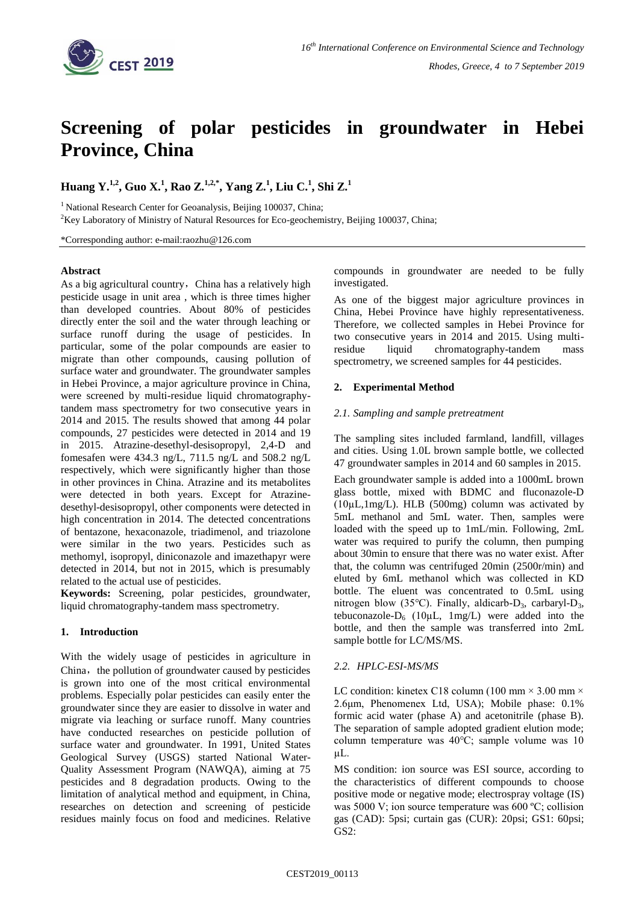# Screening of polar pesticides in groundwater in Hebei Province, China

**Huang Y.[1,2], Guo X.[1], Rao Z.[1,2,*], Yang Z.[1], Liu C.[1], Shi Z.[1]**

[1] National Research Center for Geoanalysis, Beijing 100037, China;

[2] Key Laboratory of Ministry of Natural Resources for Eco-geochemistry, Beijing 100037, China;

*Corresponding author: e-mail:raozhu@126.com

### Abstract

As a big agricultural country，China has a relatively high pesticide usage in unit area , which is three times higher than developed countries. About 80% of pesticides directly enter the soil and the water through leaching or surface runoff during the usage of pesticides. In particular, some of the polar compounds are easier to migrate than other compounds, causing pollution of surface water and groundwater. The groundwater samples in Hebei Province, a major agriculture province in China, were screened by multi-residue liquid chromatography-tandem mass spectrometry for two consecutive years in 2014 and 2015. The results showed that among 44 polar compounds, 27 pesticides were detected in 2014 and 19 in 2015. Atrazine-desethyl-desisopropyl, 2,4-D and fomesafen were 434.3 ng/L, 711.5 ng/L and 508.2 ng/L respectively, which were significantly higher than those in other provinces in China. Atrazine and its metabolites were detected in both years. Except for Atrazine-desethyl-desisopropyl, other components were detected in high concentration in 2014. The detected concentrations of bentazone, hexaconazole, triadimenol, and triazolone were similar in the two years. Pesticides such as methomyl, isopropyl, diniconazole and imazethapyr were detected in 2014, but not in 2015, which is presumably related to the actual use of pesticides.

**Keywords:** Screening, polar pesticides, groundwater, liquid chromatography-tandem mass spectrometry.

## 1. Introduction

With the widely usage of pesticides in agriculture in China，the pollution of groundwater caused by pesticides is grown into one of the most critical environmental problems. Especially polar pesticides can easily enter the groundwater since they are easier to dissolve in water and migrate via leaching or surface runoff. Many countries have conducted researches on pesticide pollution of surface water and groundwater. In 1991, United States Geological Survey (USGS) started National Water-Quality Assessment Program (NAWQA), aiming at 75 pesticides and 8 degradation products. Owing to the limitation of analytical method and equipment, in China, researches on detection and screening of pesticide residues mainly focus on food and medicines. Relative compounds in groundwater are needed to be fully investigated.

As one of the biggest major agriculture provinces in China, Hebei Province have highly representativeness. Therefore, we collected samples in Hebei Province for two consecutive years in 2014 and 2015. Using multi-residue liquid chromatography-tandem mass spectrometry, we screened samples for 44 pesticides.

## 2. Experimental Method

### *2.1. Sampling and sample pretreatment*

The sampling sites included farmland, landfill, villages and cities. Using 1.0L brown sample bottle, we collected 47 groundwater samples in 2014 and 60 samples in 2015.

Each groundwater sample is added into a 1000mL brown glass bottle, mixed with BDMC and fluconazole-D (10μL,1mg/L). HLB (500mg) column was activated by 5mL methanol and 5mL water. Then, samples were loaded with the speed up to 1mL/min. Following, 2mL water was required to purify the column, then pumping about 30min to ensure that there was no water exist. After that, the column was centrifuged 20min (2500r/min) and eluted by 6mL methanol which was collected in KD bottle. The eluent was concentrated to 0.5mL using nitrogen blow (35°C). Finally, aldicarb-$D_3$, carbaryl-$D_3$, tebuconazole-$D_6$ (10μL, 1mg/L) were added into the bottle, and then the sample was transferred into 2mL sample bottle for LC/MS/MS.

### *2.2. HPLC-ESI-MS/MS*

LC condition: kinetex C18 column (100 mm × 3.00 mm × 2.6μm, Phenomenex Ltd, USA); Mobile phase: 0.1% formic acid water (phase A) and acetonitrile (phase B). The separation of sample adopted gradient elution mode; column temperature was 40°C; sample volume was 10 μL.

MS condition: ion source was ESI source, according to the characteristics of different compounds to choose positive mode or negative mode; electrospray voltage (IS) was 5000 V; ion source temperature was 600 ºC; collision gas (CAD): 5psi; curtain gas (CUR): 20psi; GS1: 60psi; GS2: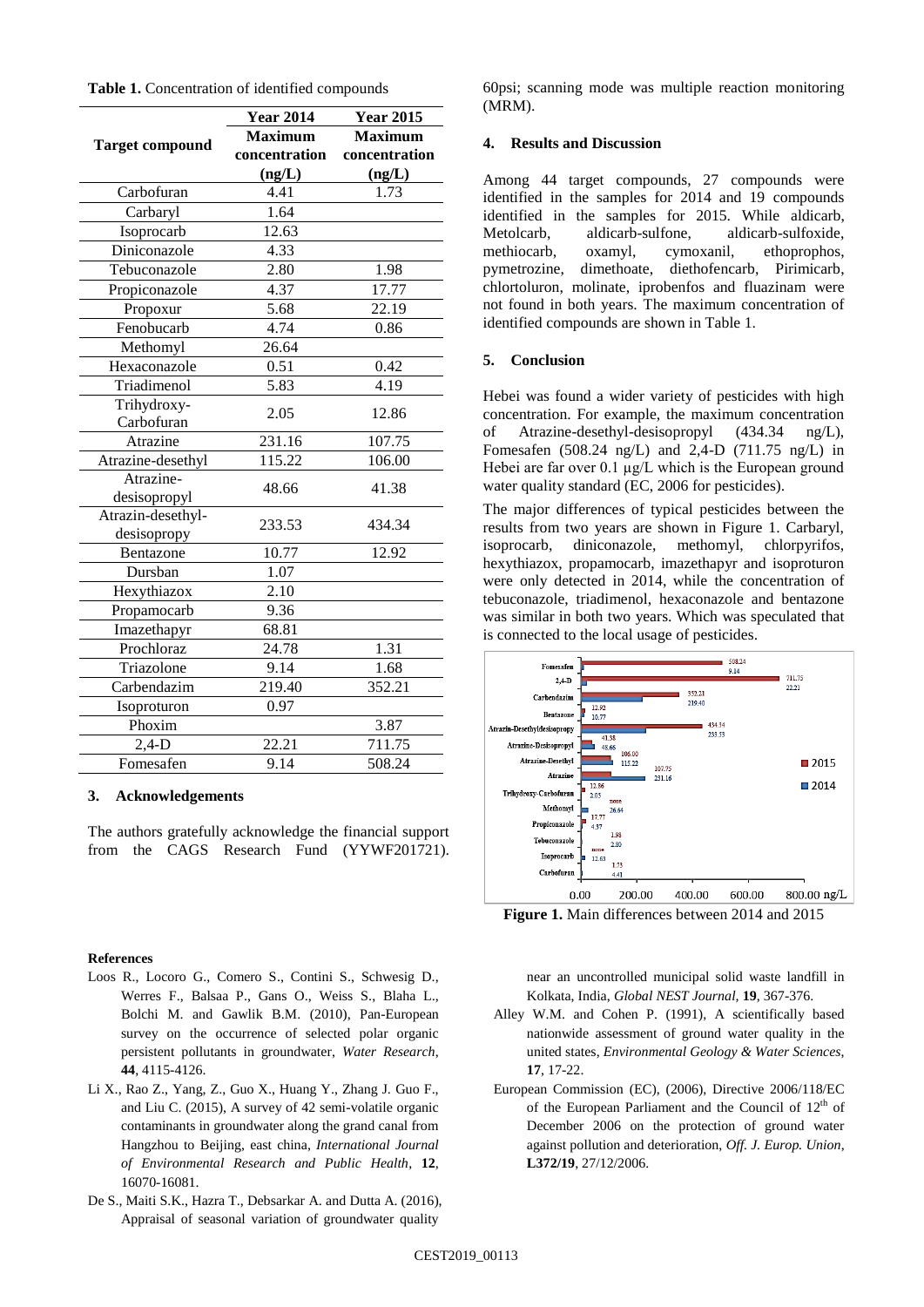**Table 1.** Concentration of identified compounds

| Target compound | Year 2014 Maximum concentration (ng/L) | Year 2015 Maximum concentration (ng/L) |
|---|---|---|
| Carbofuran | 4.41 | 1.73 |
| Carbaryl | 1.64 | |
| Isoprocarb | 12.63 | |
| Diniconazole | 4.33 | |
| Tebuconazole | 2.80 | 1.98 |
| Propiconazole | 4.37 | 17.77 |
| Propoxur | 5.68 | 22.19 |
| Fenobucarb | 4.74 | 0.86 |
| Methomyl | 26.64 | |
| Hexaconazole | 0.51 | 0.42 |
| Triadimenol | 5.83 | 4.19 |
| Trihydroxy-Carbofuran | 2.05 | 12.86 |
| Atrazine | 231.16 | 107.75 |
| Atrazine-desethyl | 115.22 | 106.00 |
| Atrazine-desisopropyl | 48.66 | 41.38 |
| Atrazin-desethyl-desisopropy | 233.53 | 434.34 |
| Bentazone | 10.77 | 12.92 |
| Dursban | 1.07 | |
| Hexythiazox | 2.10 | |
| Propamocarb | 9.36 | |
| Imazethapyr | 68.81 | |
| Prochloraz | 24.78 | 1.31 |
| Triazolone | 9.14 | 1.68 |
| Carbendazim | 219.40 | 352.21 |
| Isoproturon | 0.97 | |
| Phoxim | | 3.87 |
| 2,4-D | 22.21 | 711.75 |
| Fomesafen | 9.14 | 508.24 |

## 3. Acknowledgements

The authors gratefully acknowledge the financial support from the CAGS Research Fund (YYWF201721).

60psi; scanning mode was multiple reaction monitoring (MRM).

## 4. Results and Discussion

Among 44 target compounds, 27 compounds were identified in the samples for 2014 and 19 compounds identified in the samples for 2015. While aldicarb, Metolcarb, aldicarb-sulfone, aldicarb-sulfoxide, methiocarb, oxamyl, cymoxanil, ethoprophos, pymetrozine, dimethoate, diethofencarb, Pirimicarb, chlortoluron, molinate, iprobenfos and fluazinam were not found in both years. The maximum concentration of identified compounds are shown in Table 1.

## 5. Conclusion

Hebei was found a wider variety of pesticides with high concentration. For example, the maximum concentration of Atrazine-desethyl-desisopropyl (434.34 ng/L), Fomesafen (508.24 ng/L) and 2,4-D (711.75 ng/L) in Hebei are far over 0.1 µg/L which is the European ground water quality standard (EC, 2006 for pesticides).

The major differences of typical pesticides between the results from two years are shown in Figure 1. Carbaryl, isoprocarb, diniconazole, methomyl, chlorpyrifos, hexythiazox, propamocarb, imazethapyr and isoproturon were only detected in 2014, while the concentration of tebuconazole, triadimenol, hexaconazole and bentazone was similar in both two years. Which was speculated that is connected to the local usage of pesticides.

Fomesafen
2,4-D
Carbendazim
Bentazone
Atrazin-Desethyldesisopropy
Atrazine-Desisopropyl
Atrazine-Desethyl
Atrazine
Trihydroxy-Carbofuran
Methomyl
Propiconazole
Tebuconazole
Isoprocarb
Carbofuran

508.24
9.14
711.75
22.21
352.21
219.40
12.92
10.77
434.34
233.53
41.38
48.66
106.00
115.22
107.75
231.16
12.86
2.05
none
26.64
17.77
4.37
1.98
2.80
none
12.63
1.73
4.41

2015
2014

0.00 200.00 400.00 600.00 800.00 ng/L

**Figure 1.** Main differences between 2014 and 2015

### References

Loos R., Locoro G., Comero S., Contini S., Schwesig D., Werres F., Balsaa P., Gans O., Weiss S., Blaha L., Bolchi M. and Gawlik B.M. (2010), Pan-European survey on the occurrence of selected polar organic persistent pollutants in groundwater, *Water Research*, **44**, 4115-4126.

Li X., Rao Z., Yang, Z., Guo X., Huang Y., Zhang J. Guo F., and Liu C. (2015), A survey of 42 semi-volatile organic contaminants in groundwater along the grand canal from Hangzhou to Beijing, east china, *International Journal of Environmental Research and Public Health*, **12**, 16070-16081.

De S., Maiti S.K., Hazra T., Debsarkar A. and Dutta A. (2016), Appraisal of seasonal variation of groundwater quality near an uncontrolled municipal solid waste landfill in Kolkata, India, *Global NEST Journal*, **19**, 367-376.

Alley W.M. and Cohen P. (1991), A scientifically based nationwide assessment of ground water quality in the united states, *Environmental Geology & Water Sciences*, **17**, 17-22.

European Commission (EC), (2006), Directive 2006/118/EC of the European Parliament and the Council of 12th of December 2006 on the protection of ground water against pollution and deterioration, *Off. J. Europ. Union*, **L372/19**, 27/12/2006.